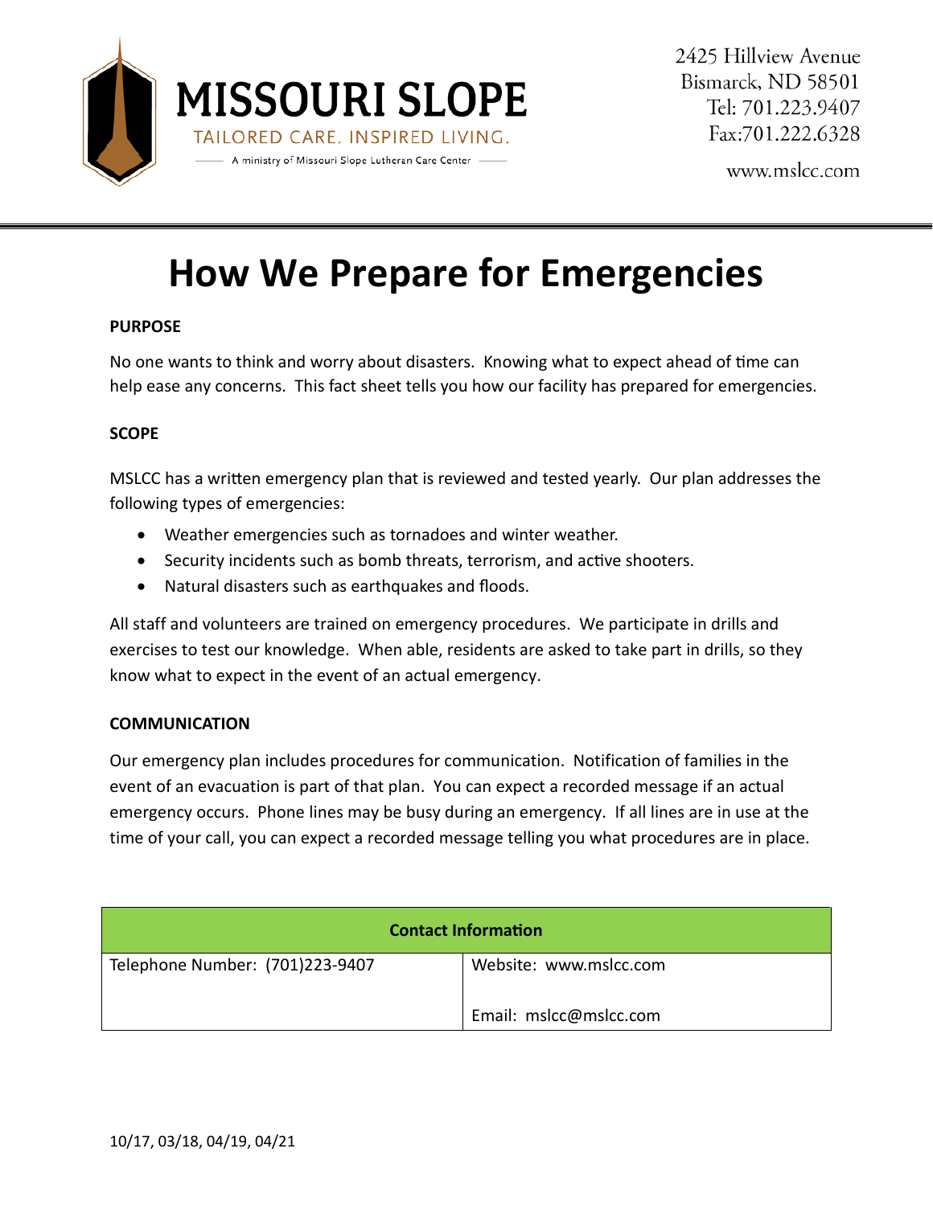MISSOURI SLOPE

TAILORED CARE. INSPIRED LIVING.

A ministry of Missouri Slope Lutheran Care Center

2425 Hillview Avenue
Bismarck, ND 58501
Tel: 701.223.9407
Fax:701.222.6328

www.mslcc.com

# How We Prepare for Emergencies

**PURPOSE**

No one wants to think and worry about disasters. Knowing what to expect ahead of time can help ease any concerns. This fact sheet tells you how our facility has prepared for emergencies.

**SCOPE**

MSLCC has a written emergency plan that is reviewed and tested yearly. Our plan addresses the following types of emergencies:

- Weather emergencies such as tornadoes and winter weather.
- Security incidents such as bomb threats, terrorism, and active shooters.
- Natural disasters such as earthquakes and floods.

All staff and volunteers are trained on emergency procedures. We participate in drills and exercises to test our knowledge. When able, residents are asked to take part in drills, so they know what to expect in the event of an actual emergency.

**COMMUNICATION**

Our emergency plan includes procedures for communication. Notification of families in the event of an evacuation is part of that plan. You can expect a recorded message if an actual emergency occurs. Phone lines may be busy during an emergency. If all lines are in use at the time of your call, you can expect a recorded message telling you what procedures are in place.

| Contact Information | |
| --- | --- |
| Telephone Number: (701)223-9407 | Website: www.mslcc.com<br><br>Email: mslcc@mslcc.com |

10/17, 03/18, 04/19, 04/21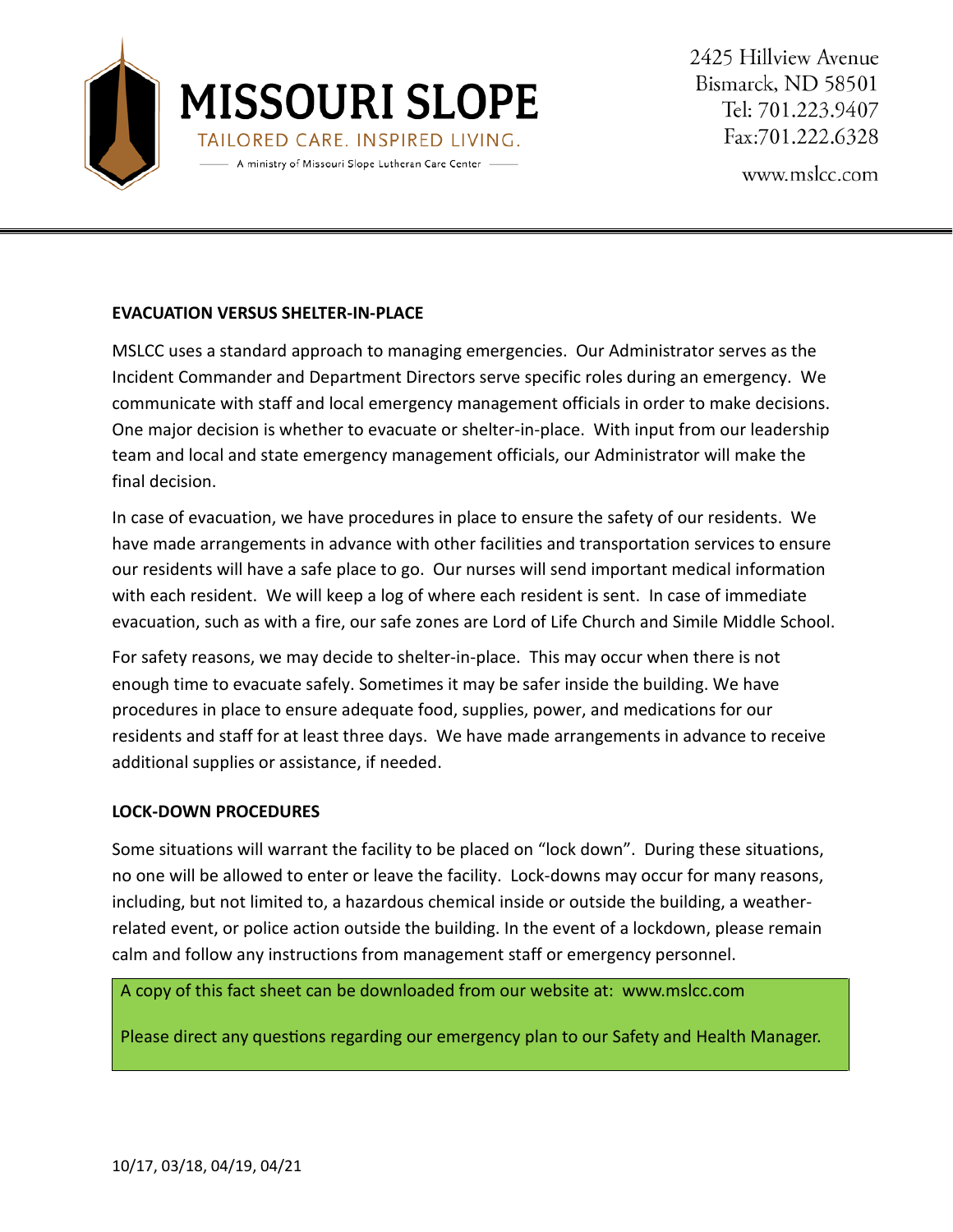MISSOURI SLOPE

TAILORED CARE. INSPIRED LIVING.

A ministry of Missouri Slope Lutheran Care Center

2425 Hillview Avenue
Bismarck, ND 58501
Tel: 701.223.9407
Fax:701.222.6328

www.mslcc.com

**EVACUATION VERSUS SHELTER-IN-PLACE**

MSLCC uses a standard approach to managing emergencies. Our Administrator serves as the Incident Commander and Department Directors serve specific roles during an emergency. We communicate with staff and local emergency management officials in order to make decisions. One major decision is whether to evacuate or shelter-in-place. With input from our leadership team and local and state emergency management officials, our Administrator will make the final decision.

In case of evacuation, we have procedures in place to ensure the safety of our residents. We have made arrangements in advance with other facilities and transportation services to ensure our residents will have a safe place to go. Our nurses will send important medical information with each resident. We will keep a log of where each resident is sent. In case of immediate evacuation, such as with a fire, our safe zones are Lord of Life Church and Simile Middle School.

For safety reasons, we may decide to shelter-in-place. This may occur when there is not enough time to evacuate safely. Sometimes it may be safer inside the building. We have procedures in place to ensure adequate food, supplies, power, and medications for our residents and staff for at least three days. We have made arrangements in advance to receive additional supplies or assistance, if needed.

**LOCK-DOWN PROCEDURES**

Some situations will warrant the facility to be placed on "lock down". During these situations, no one will be allowed to enter or leave the facility. Lock-downs may occur for many reasons, including, but not limited to, a hazardous chemical inside or outside the building, a weather-related event, or police action outside the building. In the event of a lockdown, please remain calm and follow any instructions from management staff or emergency personnel.

A copy of this fact sheet can be downloaded from our website at: www.mslcc.com

Please direct any questions regarding our emergency plan to our Safety and Health Manager.

10/17, 03/18, 04/19, 04/21